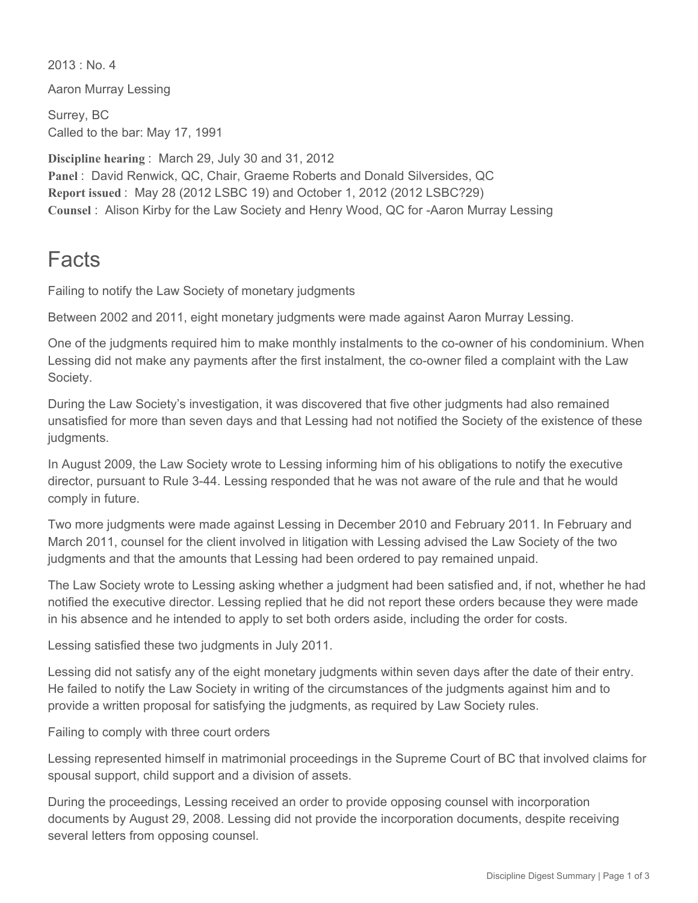2013 : No. 4

Aaron Murray Lessing

Surrey, BC
Called to the bar: May 17, 1991

**Discipline hearing** : March 29, July 30 and 31, 2012
**Panel** : David Renwick, QC, Chair, Graeme Roberts and Donald Silversides, QC
**Report issued** : May 28 (2012 LSBC 19) and October 1, 2012 (2012 LSBC?29)
**Counsel** : Alison Kirby for the Law Society and Henry Wood, QC for -Aaron Murray Lessing

# Facts

Failing to notify the Law Society of monetary judgments

Between 2002 and 2011, eight monetary judgments were made against Aaron Murray Lessing.

One of the judgments required him to make monthly instalments to the co-owner of his condominium. When Lessing did not make any payments after the first instalment, the co-owner filed a complaint with the Law Society.

During the Law Society's investigation, it was discovered that five other judgments had also remained unsatisfied for more than seven days and that Lessing had not notified the Society of the existence of these judgments.

In August 2009, the Law Society wrote to Lessing informing him of his obligations to notify the executive director, pursuant to Rule 3-44. Lessing responded that he was not aware of the rule and that he would comply in future.

Two more judgments were made against Lessing in December 2010 and February 2011. In February and March 2011, counsel for the client involved in litigation with Lessing advised the Law Society of the two judgments and that the amounts that Lessing had been ordered to pay remained unpaid.

The Law Society wrote to Lessing asking whether a judgment had been satisfied and, if not, whether he had notified the executive director. Lessing replied that he did not report these orders because they were made in his absence and he intended to apply to set both orders aside, including the order for costs.

Lessing satisfied these two judgments in July 2011.

Lessing did not satisfy any of the eight monetary judgments within seven days after the date of their entry. He failed to notify the Law Society in writing of the circumstances of the judgments against him and to provide a written proposal for satisfying the judgments, as required by Law Society rules.

Failing to comply with three court orders

Lessing represented himself in matrimonial proceedings in the Supreme Court of BC that involved claims for spousal support, child support and a division of assets.

During the proceedings, Lessing received an order to provide opposing counsel with incorporation documents by August 29, 2008. Lessing did not provide the incorporation documents, despite receiving several letters from opposing counsel.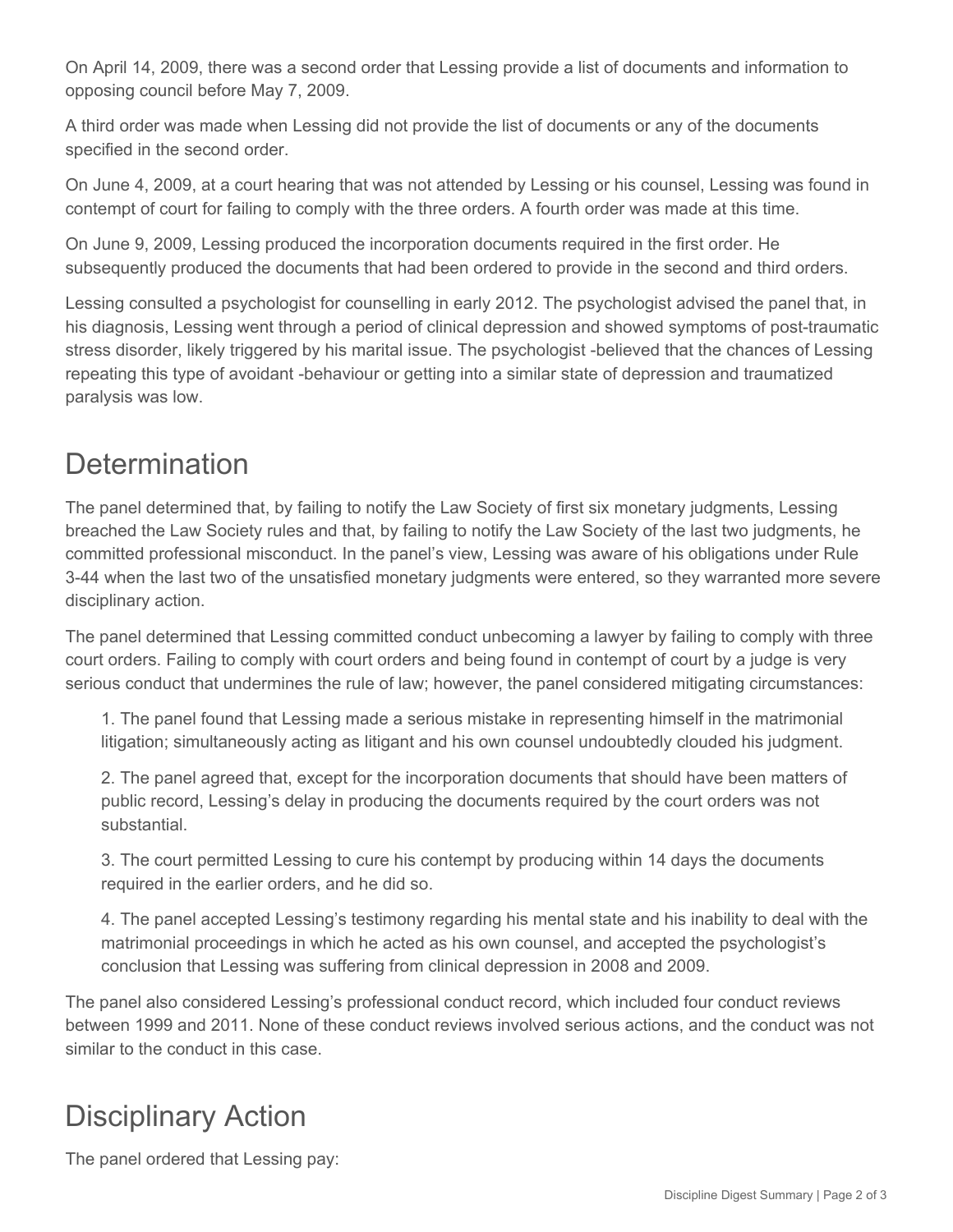On April 14, 2009, there was a second order that Lessing provide a list of documents and information to opposing council before May 7, 2009.

A third order was made when Lessing did not provide the list of documents or any of the documents specified in the second order.

On June 4, 2009, at a court hearing that was not attended by Lessing or his counsel, Lessing was found in contempt of court for failing to comply with the three orders. A fourth order was made at this time.

On June 9, 2009, Lessing produced the incorporation documents required in the first order. He subsequently produced the documents that had been ordered to provide in the second and third orders.

Lessing consulted a psychologist for counselling in early 2012. The psychologist advised the panel that, in his diagnosis, Lessing went through a period of clinical depression and showed symptoms of post-traumatic stress disorder, likely triggered by his marital issue. The psychologist -believed that the chances of Lessing repeating this type of avoidant -behaviour or getting into a similar state of depression and traumatized paralysis was low.

## Determination

The panel determined that, by failing to notify the Law Society of first six monetary judgments, Lessing breached the Law Society rules and that, by failing to notify the Law Society of the last two judgments, he committed professional misconduct. In the panel's view, Lessing was aware of his obligations under Rule 3-44 when the last two of the unsatisfied monetary judgments were entered, so they warranted more severe disciplinary action.

The panel determined that Lessing committed conduct unbecoming a lawyer by failing to comply with three court orders. Failing to comply with court orders and being found in contempt of court by a judge is very serious conduct that undermines the rule of law; however, the panel considered mitigating circumstances:

1. The panel found that Lessing made a serious mistake in representing himself in the matrimonial litigation; simultaneously acting as litigant and his own counsel undoubtedly clouded his judgment.

2. The panel agreed that, except for the incorporation documents that should have been matters of public record, Lessing's delay in producing the documents required by the court orders was not substantial.

3. The court permitted Lessing to cure his contempt by producing within 14 days the documents required in the earlier orders, and he did so.

4. The panel accepted Lessing's testimony regarding his mental state and his inability to deal with the matrimonial proceedings in which he acted as his own counsel, and accepted the psychologist's conclusion that Lessing was suffering from clinical depression in 2008 and 2009.

The panel also considered Lessing's professional conduct record, which included four conduct reviews between 1999 and 2011. None of these conduct reviews involved serious actions, and the conduct was not similar to the conduct in this case.

## Disciplinary Action

The panel ordered that Lessing pay: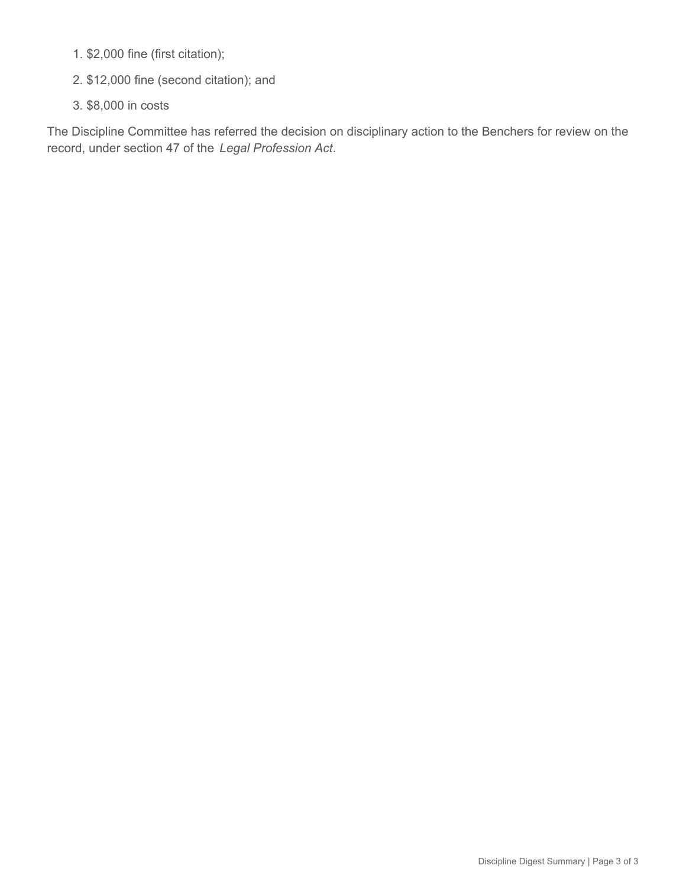1. $2,000 fine (first citation);
2. $12,000 fine (second citation); and
3. $8,000 in costs

The Discipline Committee has referred the decision on disciplinary action to the Benchers for review on the record, under section 47 of the *Legal Profession Act*.